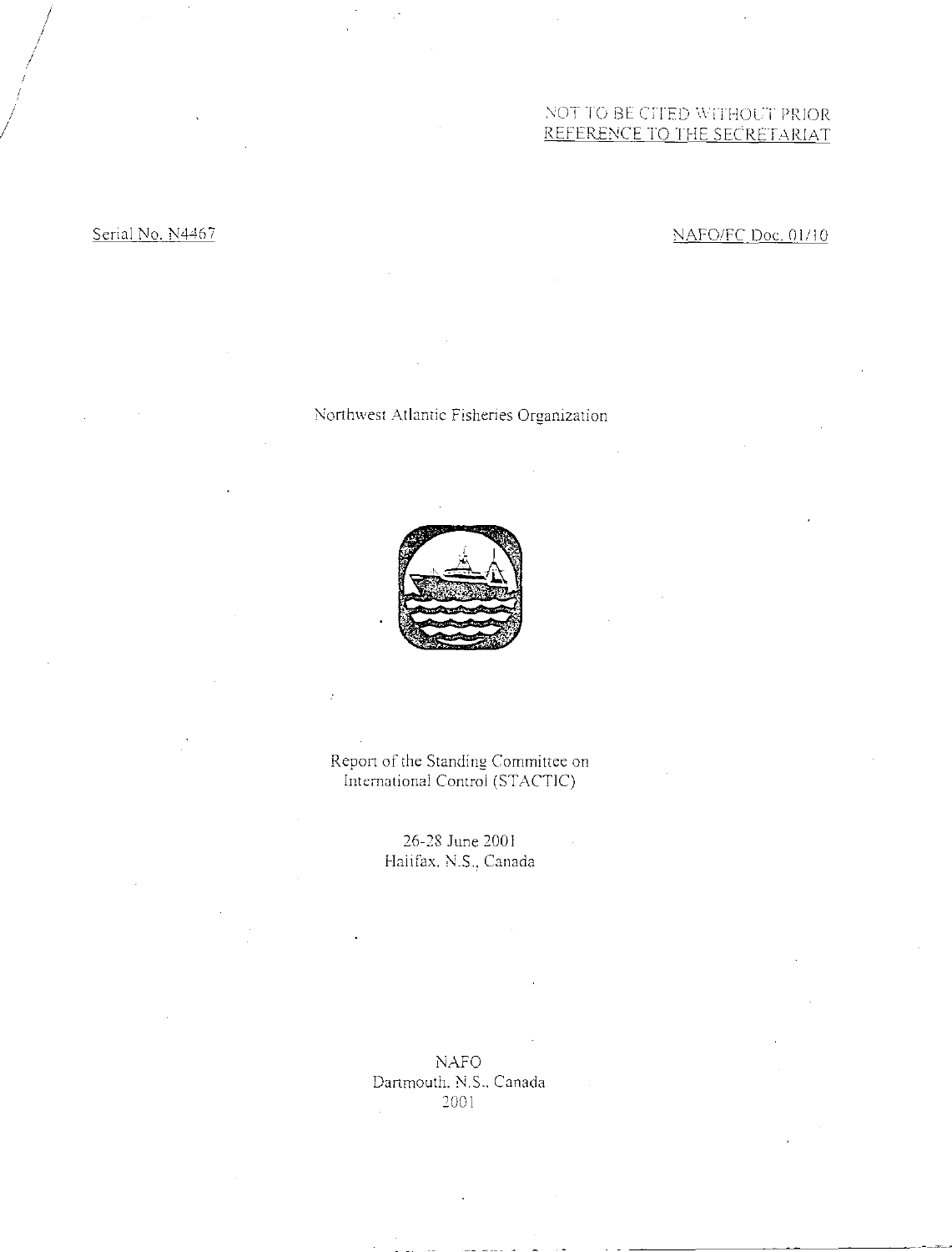NOT TO BE CITED WITHOUT PRIOR
REFERENCE TO THE SECRETARIAT

Serial No. N4467

NAFO/FC Doc. 01/10

Northwest Atlantic Fisheries Organization

# Report of the Standing Committee on International Control (STACTIC)

26-28 June 2001
Halifax, N.S., Canada

NAFO
Dartmouth, N.S., Canada
2001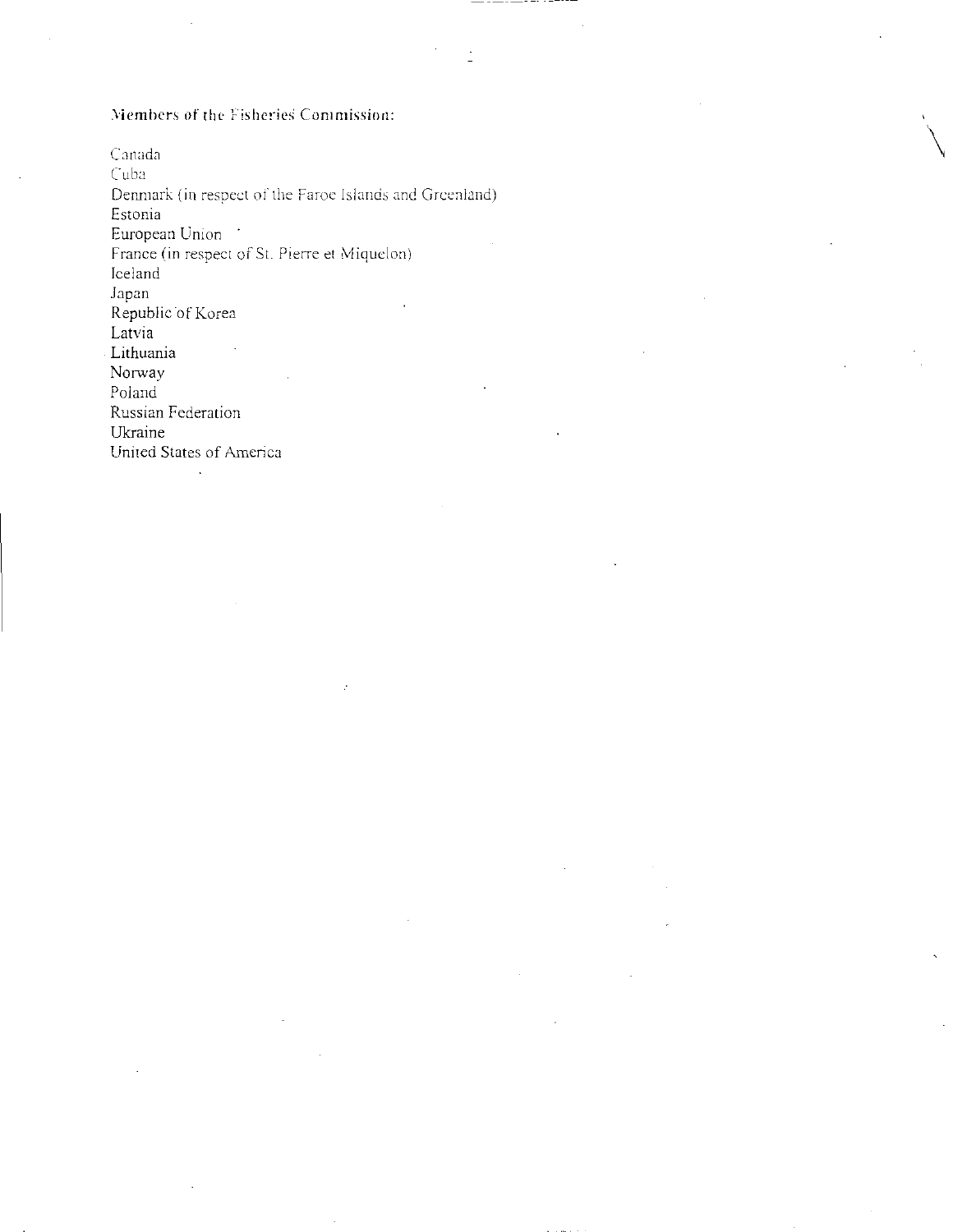Members of the Fisheries Commission:

Canada
Cuba
Denmark (in respect of the Faroe Islands and Greenland)
Estonia
European Union
France (in respect of St. Pierre et Miquelon)
Iceland
Japan
Republic of Korea
Latvia
Lithuania
Norway
Poland
Russian Federation
Ukraine
United States of America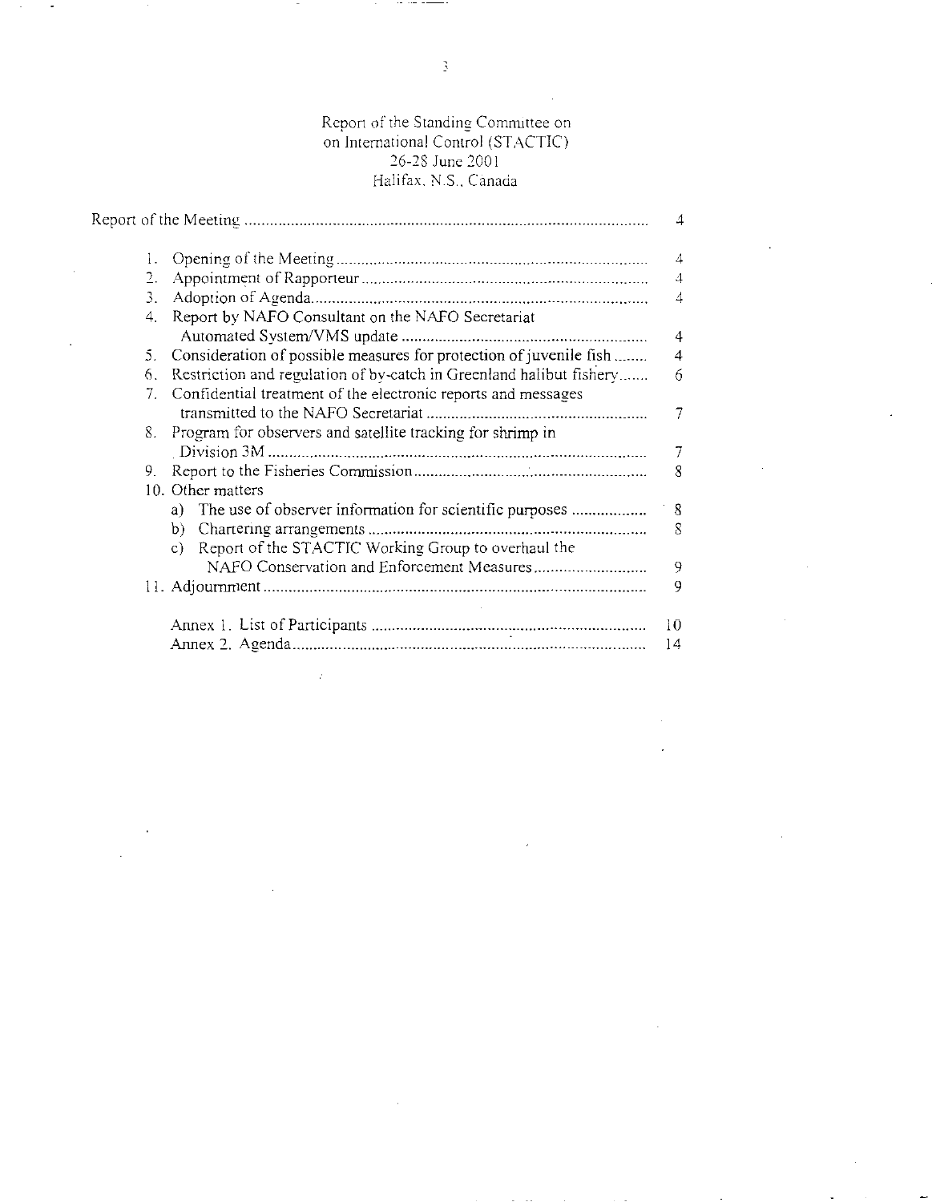# Report of the Standing Committee on on International Control (STACTIC)

26-28 June 2001

Halifax, N.S., Canada

| | |
|---|---|
| Report of the Meeting | 4 |
| 1. Opening of the Meeting | 4 |
| 2. Appointment of Rapporteur | 4 |
| 3. Adoption of Agenda | 4 |
| 4. Report by NAFO Consultant on the NAFO Secretariat Automated System/VMS update | 4 |
| 5. Consideration of possible measures for protection of juvenile fish | 4 |
| 6. Restriction and regulation of by-catch in Greenland halibut fishery | 6 |
| 7. Confidential treatment of the electronic reports and messages transmitted to the NAFO Secretariat | 7 |
| 8. Program for observers and satellite tracking for shrimp in Division 3M | 7 |
| 9. Report to the Fisheries Commission | 8 |
| 10. Other matters | |
| a) The use of observer information for scientific purposes | 8 |
| b) Chartering arrangements | 8 |
| c) Report of the STACTIC Working Group to overhaul the NAFO Conservation and Enforcement Measures | 9 |
| 11. Adjournment | 9 |
| Annex 1. List of Participants | 10 |
| Annex 2. Agenda | 14 |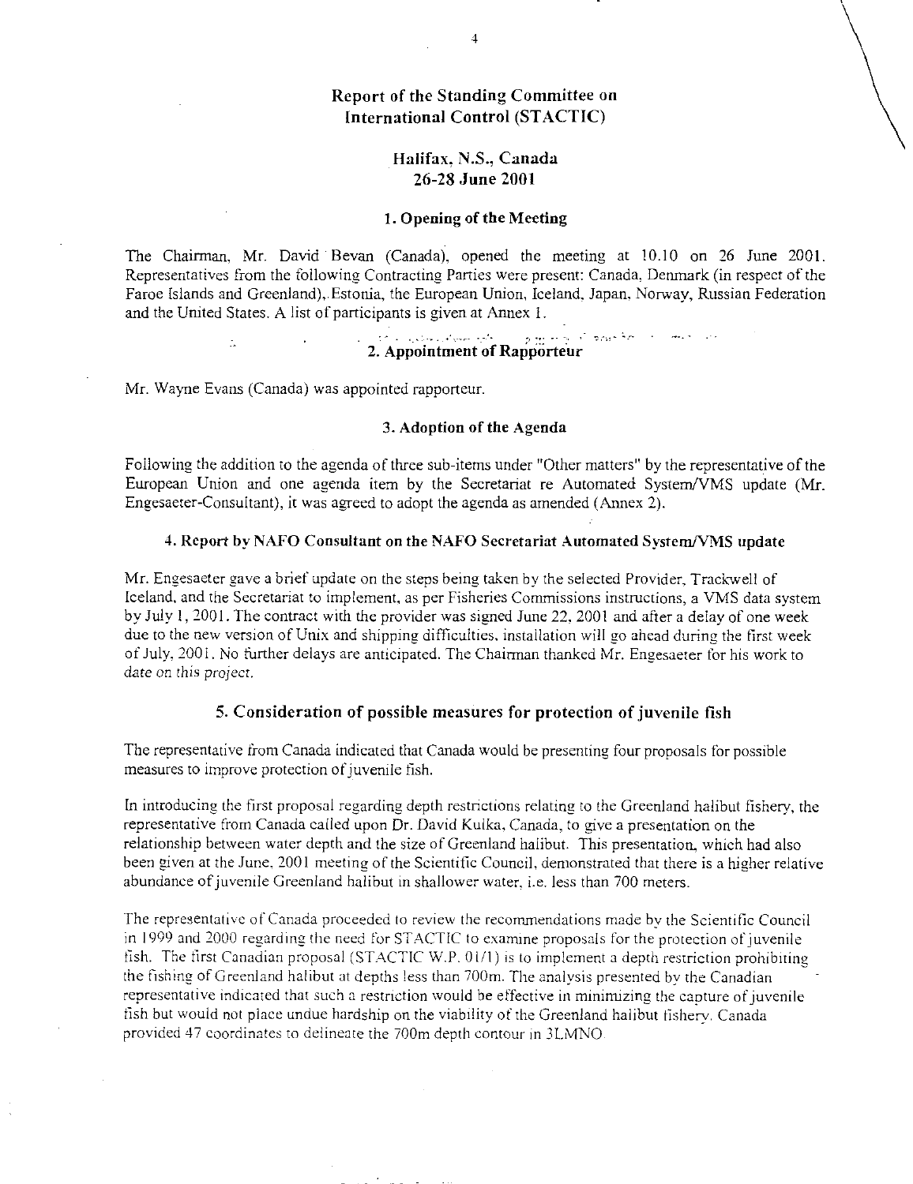# Report of the Standing Committee on International Control (STACTIC)

## Halifax, N.S., Canada
## 26-28 June 2001

### 1. Opening of the Meeting

The Chairman, Mr. David Bevan (Canada), opened the meeting at 10.10 on 26 June 2001. Representatives from the following Contracting Parties were present: Canada, Denmark (in respect of the Faroe Islands and Greenland), Estonia, the European Union, Iceland, Japan, Norway, Russian Federation and the United States. A list of participants is given at Annex 1.

### 2. Appointment of Rapporteur

Mr. Wayne Evans (Canada) was appointed rapporteur.

### 3. Adoption of the Agenda

Following the addition to the agenda of three sub-items under "Other matters" by the representative of the European Union and one agenda item by the Secretariat re Automated System/VMS update (Mr. Engesaeter-Consultant), it was agreed to adopt the agenda as amended (Annex 2).

### 4. Report by NAFO Consultant on the NAFO Secretariat Automated System/VMS update

Mr. Engesaeter gave a brief update on the steps being taken by the selected Provider, Trackwell of Iceland, and the Secretariat to implement, as per Fisheries Commissions instructions, a VMS data system by July 1, 2001. The contract with the provider was signed June 22, 2001 and after a delay of one week due to the new version of Unix and shipping difficulties, installation will go ahead during the first week of July, 2001. No further delays are anticipated. The Chairman thanked Mr. Engesaeter for his work to date on this project.

### 5. Consideration of possible measures for protection of juvenile fish

The representative from Canada indicated that Canada would be presenting four proposals for possible measures to improve protection of juvenile fish.

In introducing the first proposal regarding depth restrictions relating to the Greenland halibut fishery, the representative from Canada called upon Dr. David Kulka, Canada, to give a presentation on the relationship between water depth and the size of Greenland halibut. This presentation, which had also been given at the June, 2001 meeting of the Scientific Council, demonstrated that there is a higher relative abundance of juvenile Greenland halibut in shallower water, i.e. less than 700 meters.

The representative of Canada proceeded to review the recommendations made by the Scientific Council in 1999 and 2000 regarding the need for STACTIC to examine proposals for the protection of juvenile fish. The first Canadian proposal (STACTIC W.P. 01/1) is to implement a depth restriction prohibiting the fishing of Greenland halibut at depths less than 700m. The analysis presented by the Canadian representative indicated that such a restriction would be effective in minimizing the capture of juvenile fish but would not place undue hardship on the viability of the Greenland halibut fishery. Canada provided 47 coordinates to delineate the 700m depth contour in 3LMNO.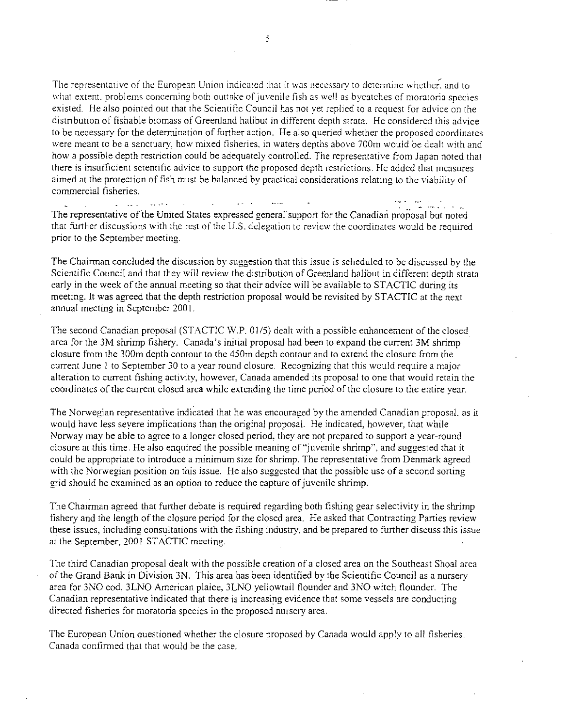The representative of the European Union indicated that it was necessary to determine whether, and to what extent, problems concerning both outtake of juvenile fish as well as bycatches of moratoria species existed. He also pointed out that the Scientific Council has not yet replied to a request for advice on the distribution of fishable biomass of Greenland halibut in different depth strata. He considered this advice to be necessary for the determination of further action. He also queried whether the proposed coordinates were meant to be a sanctuary, how mixed fisheries, in waters depths above 700m would be dealt with and how a possible depth restriction could be adequately controlled. The representative from Japan noted that there is insufficient scientific advice to support the proposed depth restrictions. He added that measures aimed at the protection of fish must be balanced by practical considerations relating to the viability of commercial fisheries.

The representative of the United States expressed general support for the Canadian proposal but noted that further discussions with the rest of the U.S. delegation to review the coordinates would be required prior to the September meeting.

The Chairman concluded the discussion by suggestion that this issue is scheduled to be discussed by the Scientific Council and that they will review the distribution of Greenland halibut in different depth strata early in the week of the annual meeting so that their advice will be available to STACTIC during its meeting. It was agreed that the depth restriction proposal would be revisited by STACTIC at the next annual meeting in September 2001.

The second Canadian proposal (STACTIC W.P. 01/5) dealt with a possible enhancement of the closed area for the 3M shrimp fishery. Canada's initial proposal had been to expand the current 3M shrimp closure from the 300m depth contour to the 450m depth contour and to extend the closure from the current June 1 to September 30 to a year round closure. Recognizing that this would require a major alteration to current fishing activity, however, Canada amended its proposal to one that would retain the coordinates of the current closed area while extending the time period of the closure to the entire year.

The Norwegian representative indicated that he was encouraged by the amended Canadian proposal, as it would have less severe implications than the original proposal. He indicated, however, that while Norway may be able to agree to a longer closed period, they are not prepared to support a year-round closure at this time. He also enquired the possible meaning of "juvenile shrimp", and suggested that it could be appropriate to introduce a minimum size for shrimp. The representative from Denmark agreed with the Norwegian position on this issue. He also suggested that the possible use of a second sorting grid should be examined as an option to reduce the capture of juvenile shrimp.

The Chairman agreed that further debate is required regarding both fishing gear selectivity in the shrimp fishery and the length of the closure period for the closed area. He asked that Contracting Parties review these issues, including consultations with the fishing industry, and be prepared to further discuss this issue at the September, 2001 STACTIC meeting.

The third Canadian proposal dealt with the possible creation of a closed area on the Southeast Shoal area of the Grand Bank in Division 3N. This area has been identified by the Scientific Council as a nursery area for 3NO cod, 3LNO American plaice, 3LNO yellowtail flounder and 3NO witch flounder. The Canadian representative indicated that there is increasing evidence that some vessels are conducting directed fisheries for moratoria species in the proposed nursery area.

The European Union questioned whether the closure proposed by Canada would apply to all fisheries. Canada confirmed that that would be the case.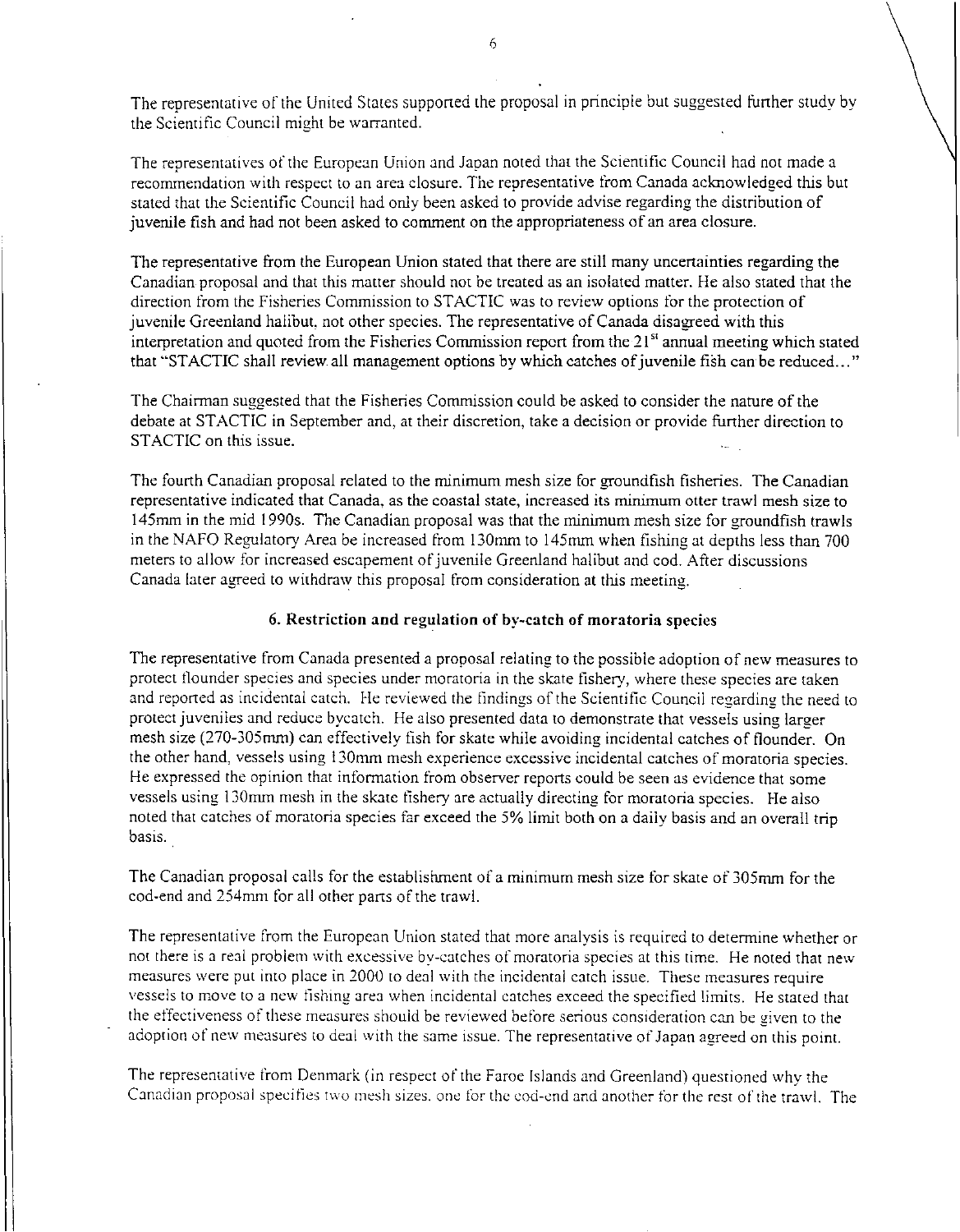The representative of the United States supported the proposal in principle but suggested further study by the Scientific Council might be warranted.

The representatives of the European Union and Japan noted that the Scientific Council had not made a recommendation with respect to an area closure. The representative from Canada acknowledged this but stated that the Scientific Council had only been asked to provide advise regarding the distribution of juvenile fish and had not been asked to comment on the appropriateness of an area closure.

The representative from the European Union stated that there are still many uncertainties regarding the Canadian proposal and that this matter should not be treated as an isolated matter. He also stated that the direction from the Fisheries Commission to STACTIC was to review options for the protection of juvenile Greenland halibut, not other species. The representative of Canada disagreed with this interpretation and quoted from the Fisheries Commission report from the 21st annual meeting which stated that "STACTIC shall review all management options by which catches of juvenile fish can be reduced…"

The Chairman suggested that the Fisheries Commission could be asked to consider the nature of the debate at STACTIC in September and, at their discretion, take a decision or provide further direction to STACTIC on this issue.

The fourth Canadian proposal related to the minimum mesh size for groundfish fisheries. The Canadian representative indicated that Canada, as the coastal state, increased its minimum otter trawl mesh size to 145mm in the mid 1990s. The Canadian proposal was that the minimum mesh size for groundfish trawls in the NAFO Regulatory Area be increased from 130mm to 145mm when fishing at depths less than 700 meters to allow for increased escapement of juvenile Greenland halibut and cod. After discussions Canada later agreed to withdraw this proposal from consideration at this meeting.

### 6. Restriction and regulation of by-catch of moratoria species

The representative from Canada presented a proposal relating to the possible adoption of new measures to protect flounder species and species under moratoria in the skate fishery, where these species are taken and reported as incidental catch. He reviewed the findings of the Scientific Council regarding the need to protect juveniles and reduce bycatch. He also presented data to demonstrate that vessels using larger mesh size (270-305mm) can effectively fish for skate while avoiding incidental catches of flounder. On the other hand, vessels using 130mm mesh experience excessive incidental catches of moratoria species. He expressed the opinion that information from observer reports could be seen as evidence that some vessels using 130mm mesh in the skate fishery are actually directing for moratoria species. He also noted that catches of moratoria species far exceed the 5% limit both on a daily basis and an overall trip basis.

The Canadian proposal calls for the establishment of a minimum mesh size for skate of 305mm for the cod-end and 254mm for all other parts of the trawl.

The representative from the European Union stated that more analysis is required to determine whether or not there is a real problem with excessive by-catches of moratoria species at this time. He noted that new measures were put into place in 2000 to deal with the incidental catch issue. These measures require vessels to move to a new fishing area when incidental catches exceed the specified limits. He stated that the effectiveness of these measures should be reviewed before serious consideration can be given to the adoption of new measures to deal with the same issue. The representative of Japan agreed on this point.

The representative from Denmark (in respect of the Faroe Islands and Greenland) questioned why the Canadian proposal specifies two mesh sizes, one for the cod-end and another for the rest of the trawl. The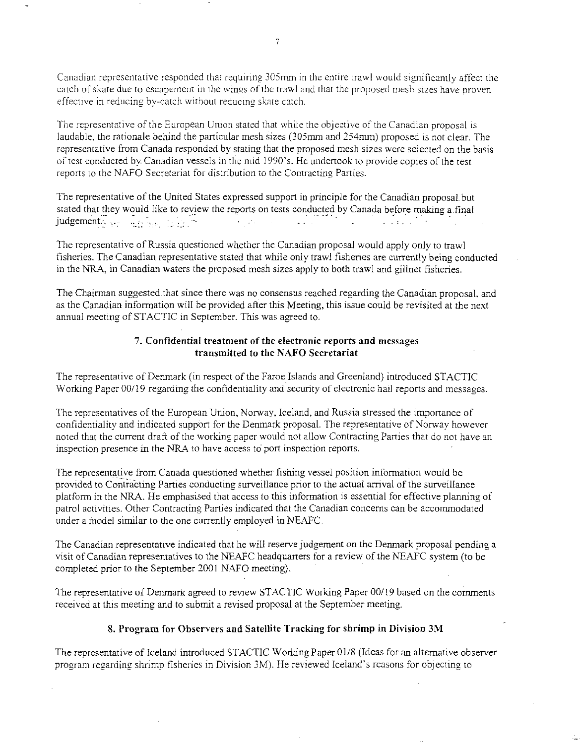Canadian representative responded that requiring 305mm in the entire trawl would significantly affect the catch of skate due to escapement in the wings of the trawl and that the proposed mesh sizes have proven effective in reducing by-catch without reducing skate catch.

The representative of the European Union stated that while the objective of the Canadian proposal is laudable, the rationale behind the particular mesh sizes (305mm and 254mm) proposed is not clear. The representative from Canada responded by stating that the proposed mesh sizes were selected on the basis of test conducted by Canadian vessels in the mid 1990's. He undertook to provide copies of the test reports to the NAFO Secretariat for distribution to the Contracting Parties.

The representative of the United States expressed support in principle for the Canadian proposal but stated that they would like to review the reports on tests conducted by Canada before making a final judgement.

The representative of Russia questioned whether the Canadian proposal would apply only to trawl fisheries. The Canadian representative stated that while only trawl fisheries are currently being conducted in the NRA, in Canadian waters the proposed mesh sizes apply to both trawl and gillnet fisheries.

The Chairman suggested that since there was no consensus reached regarding the Canadian proposal, and as the Canadian information will be provided after this Meeting, this issue could be revisited at the next annual meeting of STACTIC in September. This was agreed to.

## 7. Confidential treatment of the electronic reports and messages transmitted to the NAFO Secretariat

The representative of Denmark (in respect of the Faroe Islands and Greenland) introduced STACTIC Working Paper 00/19 regarding the confidentiality and security of electronic hail reports and messages.

The representatives of the European Union, Norway, Iceland, and Russia stressed the importance of confidentiality and indicated support for the Denmark proposal. The representative of Norway however noted that the current draft of the working paper would not allow Contracting Parties that do not have an inspection presence in the NRA to have access to port inspection reports.

The representative from Canada questioned whether fishing vessel position information would be provided to Contracting Parties conducting surveillance prior to the actual arrival of the surveillance platform in the NRA. He emphasised that access to this information is essential for effective planning of patrol activities. Other Contracting Parties indicated that the Canadian concerns can be accommodated under a model similar to the one currently employed in NEAFC.

The Canadian representative indicated that he will reserve judgement on the Denmark proposal pending a visit of Canadian representatives to the NEAFC headquarters for a review of the NEAFC system (to be completed prior to the September 2001 NAFO meeting).

The representative of Denmark agreed to review STACTIC Working Paper 00/19 based on the comments received at this meeting and to submit a revised proposal at the September meeting.

## 8. Program for Observers and Satellite Tracking for shrimp in Division 3M

The representative of Iceland introduced STACTIC Working Paper 01/8 (Ideas for an alternative observer program regarding shrimp fisheries in Division 3M). He reviewed Iceland's reasons for objecting to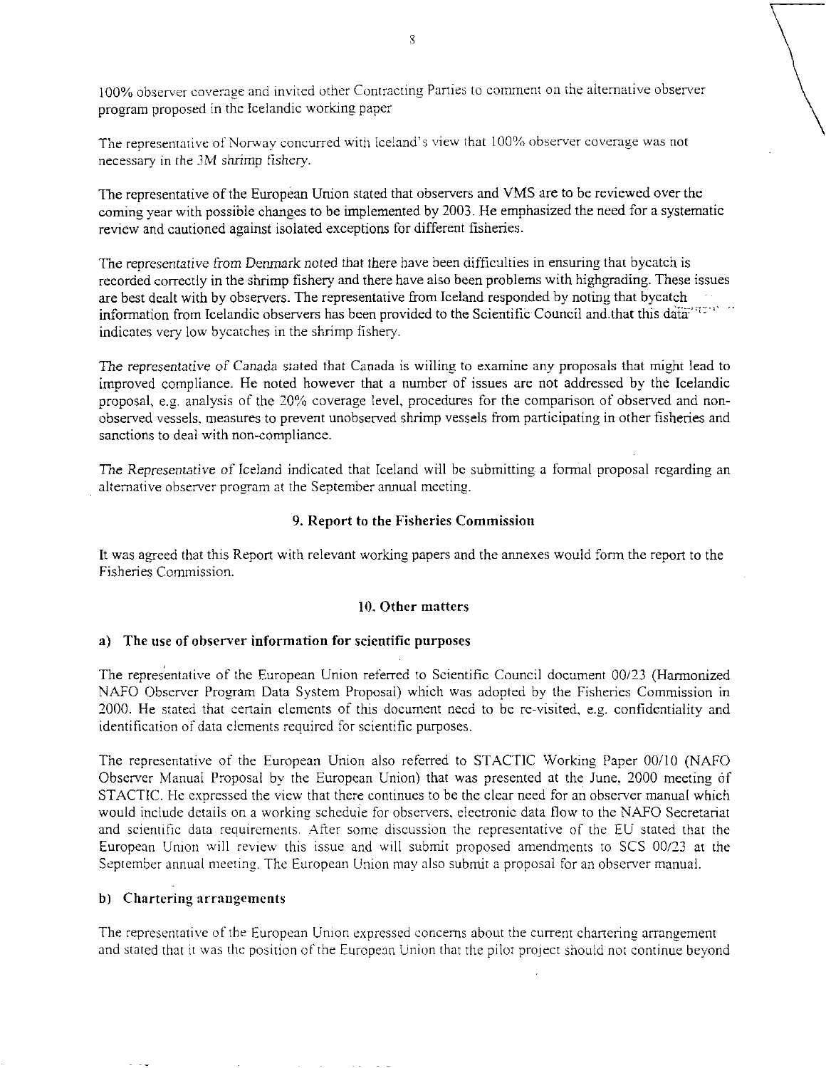100% observer coverage and invited other Contracting Parties to comment on the alternative observer program proposed in the Icelandic working paper

The representative of Norway concurred with Iceland's view that 100% observer coverage was not necessary in the 3M shrimp fishery.

The representative of the European Union stated that observers and VMS are to be reviewed over the coming year with possible changes to be implemented by 2003. He emphasized the need for a systematic review and cautioned against isolated exceptions for different fisheries.

The representative from Denmark noted that there have been difficulties in ensuring that bycatch is recorded correctly in the shrimp fishery and there have also been problems with highgrading. These issues are best dealt with by observers. The representative from Iceland responded by noting that bycatch information from Icelandic observers has been provided to the Scientific Council and that this data indicates very low bycatches in the shrimp fishery.

The representative of Canada stated that Canada is willing to examine any proposals that might lead to improved compliance. He noted however that a number of issues are not addressed by the Icelandic proposal, e.g. analysis of the 20% coverage level, procedures for the comparison of observed and non-observed vessels, measures to prevent unobserved shrimp vessels from participating in other fisheries and sanctions to deal with non-compliance.

The Representative of Iceland indicated that Iceland will be submitting a formal proposal regarding an alternative observer program at the September annual meeting.

## 9. Report to the Fisheries Commission

It was agreed that this Report with relevant working papers and the annexes would form the report to the Fisheries Commission.

## 10. Other matters

### a) The use of observer information for scientific purposes

The representative of the European Union referred to Scientific Council document 00/23 (Harmonized NAFO Observer Program Data System Proposal) which was adopted by the Fisheries Commission in 2000. He stated that certain elements of this document need to be re-visited, e.g. confidentiality and identification of data elements required for scientific purposes.

The representative of the European Union also referred to STACTIC Working Paper 00/10 (NAFO Observer Manual Proposal by the European Union) that was presented at the June, 2000 meeting of STACTIC. He expressed the view that there continues to be the clear need for an observer manual which would include details on a working schedule for observers, electronic data flow to the NAFO Secretariat and scientific data requirements. After some discussion the representative of the EU stated that the European Union will review this issue and will submit proposed amendments to SCS 00/23 at the September annual meeting. The European Union may also submit a proposal for an observer manual.

### b) Chartering arrangements

The representative of the European Union expressed concerns about the current chartering arrangement and stated that it was the position of the European Union that the pilot project should not continue beyond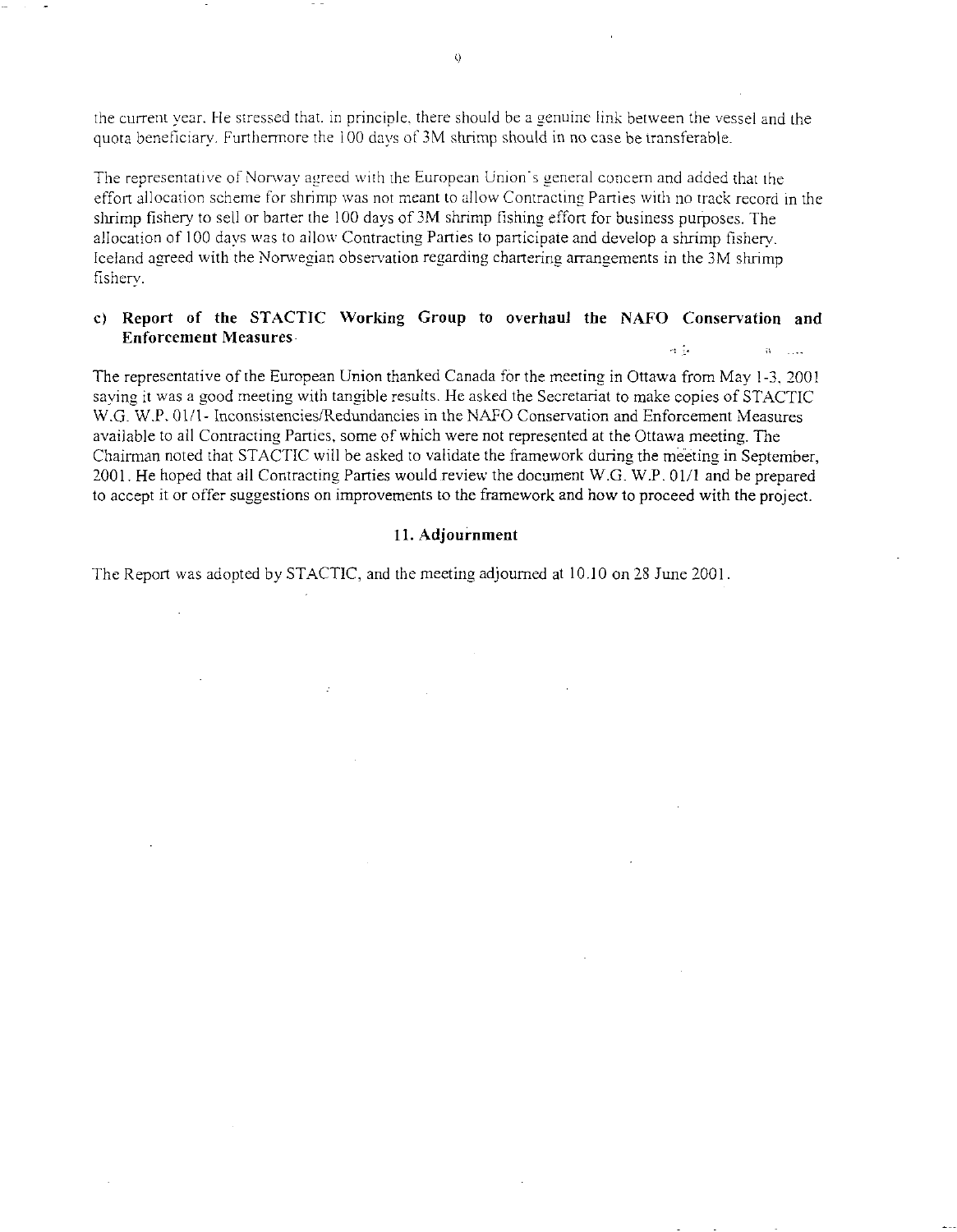the current year. He stressed that, in principle, there should be a genuine link between the vessel and the quota beneficiary. Furthermore the 100 days of 3M shrimp should in no case be transferable.

The representative of Norway agreed with the European Union's general concern and added that the effort allocation scheme for shrimp was not meant to allow Contracting Parties with no track record in the shrimp fishery to sell or barter the 100 days of 3M shrimp fishing effort for business purposes. The allocation of 100 days was to allow Contracting Parties to participate and develop a shrimp fishery. Iceland agreed with the Norwegian observation regarding chartering arrangements in the 3M shrimp fishery.

### c) Report of the STACTIC Working Group to overhaul the NAFO Conservation and Enforcement Measures

The representative of the European Union thanked Canada for the meeting in Ottawa from May 1-3, 2001 saying it was a good meeting with tangible results. He asked the Secretariat to make copies of STACTIC W.G. W.P. 01/1- Inconsistencies/Redundancies in the NAFO Conservation and Enforcement Measures available to all Contracting Parties, some of which were not represented at the Ottawa meeting. The Chairman noted that STACTIC will be asked to validate the framework during the meeting in September, 2001. He hoped that all Contracting Parties would review the document W.G. W.P. 01/1 and be prepared to accept it or offer suggestions on improvements to the framework and how to proceed with the project.

## 11. Adjournment

The Report was adopted by STACTIC, and the meeting adjourned at 10.10 on 28 June 2001.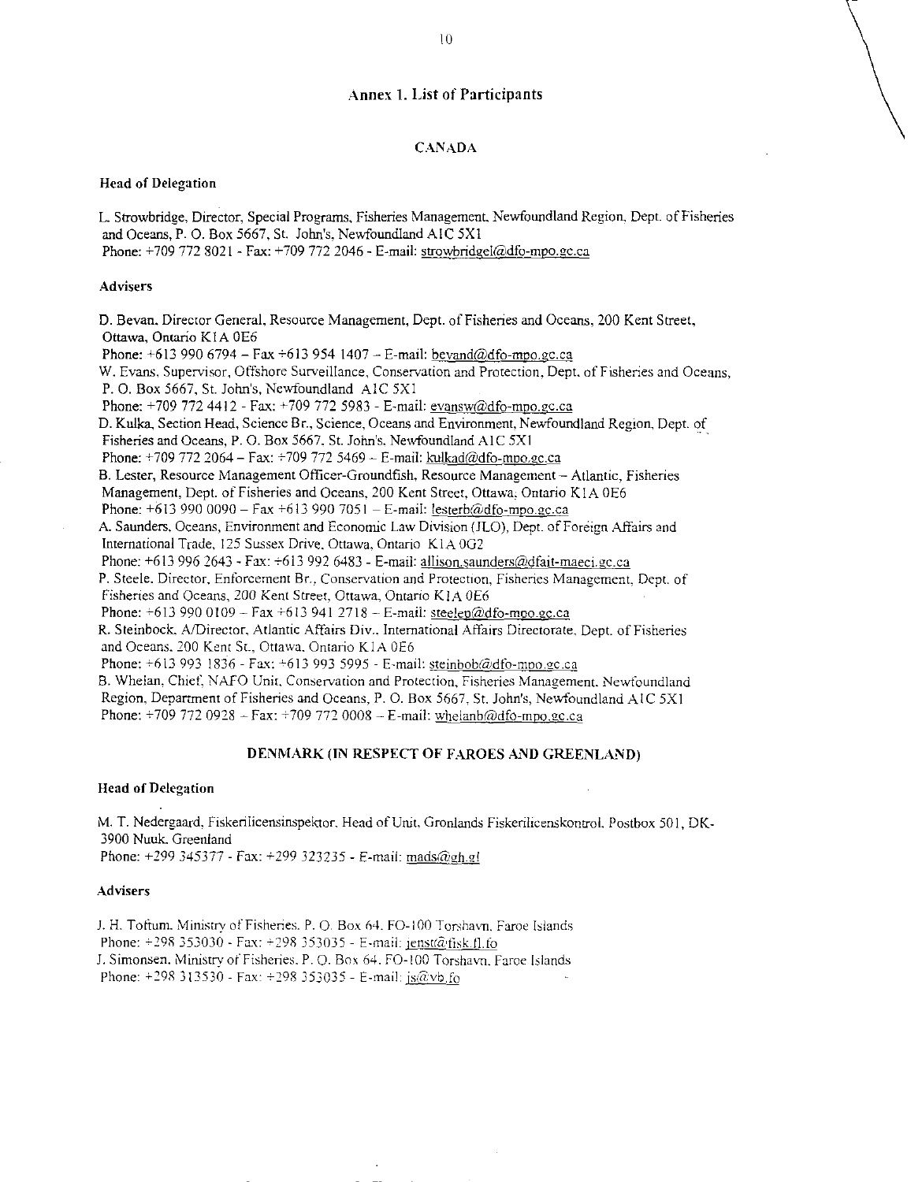# Annex 1. List of Participants

## CANADA

### Head of Delegation

L. Strowbridge, Director, Special Programs, Fisheries Management, Newfoundland Region, Dept. of Fisheries and Oceans, P. O. Box 5667, St. John's, Newfoundland A1C 5X1
Phone: +709 772 8021 - Fax: +709 772 2046 - E-mail: strowbridgel@dfo-mpo.gc.ca

### Advisers

D. Bevan, Director General, Resource Management, Dept. of Fisheries and Oceans, 200 Kent Street, Ottawa, Ontario K1A 0E6
Phone: +613 990 6794 – Fax +613 954 1407 – E-mail: bevand@dfo-mpo.gc.ca
W. Evans, Supervisor, Offshore Surveillance, Conservation and Protection, Dept. of Fisheries and Oceans, P. O. Box 5667, St. John's, Newfoundland A1C 5X1
Phone: +709 772 4412 - Fax: +709 772 5983 - E-mail: evansw@dfo-mpo.gc.ca
D. Kulka, Section Head, Science Br., Science, Oceans and Environment, Newfoundland Region, Dept. of Fisheries and Oceans, P. O. Box 5667, St. John's, Newfoundland A1C 5X1
Phone: +709 772 2064 – Fax: +709 772 5469 – E-mail: kulkad@dfo-mpo.gc.ca
B. Lester, Resource Management Officer-Groundfish, Resource Management – Atlantic, Fisheries Management, Dept. of Fisheries and Oceans, 200 Kent Street, Ottawa, Ontario K1A 0E6
Phone: +613 990 0090 – Fax +613 990 7051 – E-mail: lesterb@dfo-mpo.gc.ca
A. Saunders, Oceans, Environment and Economic Law Division (JLO), Dept. of Foreign Affairs and International Trade, 125 Sussex Drive, Ottawa, Ontario K1A 0G2
Phone: +613 996 2643 - Fax: +613 992 6483 - E-mail: allison.saunders@dfait-maeci.gc.ca
P. Steele, Director, Enforcement Br., Conservation and Protection, Fisheries Management, Dept. of Fisheries and Oceans, 200 Kent Street, Ottawa, Ontario K1A 0E6
Phone: +613 990 0109 – Fax +613 941 2718 – E-mail: steelep@dfo-mpo.gc.ca
R. Steinbock, A/Director, Atlantic Affairs Div., International Affairs Directorate, Dept. of Fisheries and Oceans, 200 Kent St., Ottawa, Ontario K1A 0E6
Phone: +613 993 1836 - Fax: +613 993 5995 - E-mail: steinbob@dfo-mpo.gc.ca
B. Whelan, Chief, NAFO Unit, Conservation and Protection, Fisheries Management, Newfoundland Region, Department of Fisheries and Oceans, P. O. Box 5667, St. John's, Newfoundland A1C 5X1
Phone: +709 772 0928 – Fax: +709 772 0008 – E-mail: whelanb@dfo-mpo.gc.ca

## DENMARK (IN RESPECT OF FAROES AND GREENLAND)

### Head of Delegation

M. T. Nedergaard, Fiskerilicensinspektør, Head of Unit, Gronlands Fiskerilicenskontrol, Postbox 501, DK-3900 Nuuk, Greenland
Phone: +299 345377 - Fax: +299 323235 - E-mail: mads@gh.gl

### Advisers

J. H. Toftum, Ministry of Fisheries, P. O. Box 64, FO-100 Torshavn, Faroe Islands
Phone: +298 353030 - Fax: +298 353035 - E-mail: jenst@fisk.fl.fo
J. Simonsen, Ministry of Fisheries, P. O. Box 64, FO-100 Torshavn, Faroe Islands
Phone: +298 313530 - Fax: +298 353035 - E-mail: js@vb.fo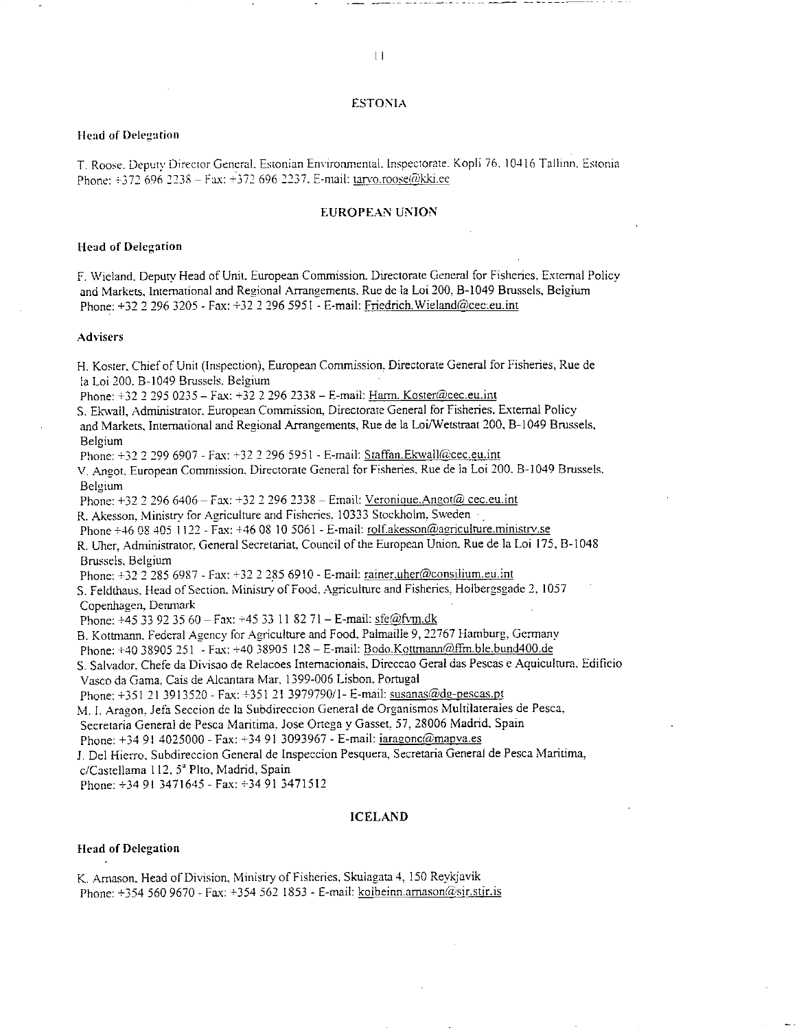## ESTONIA

### Head of Delegation

T. Roose. Deputy Director General. Estonian Environmental. Inspectorate. Kopli 76. 10416 Tallinn. Estonia
Phone: +372 696 2238 – Fax: +372 696 2237. E-mail: tarvo.roose@kki.ee

## EUROPEAN UNION

### Head of Delegation

F. Wieland. Deputy Head of Unit. European Commission. Directorate General for Fisheries. External Policy and Markets. International and Regional Arrangements. Rue de la Loi 200, B-1049 Brussels, Belgium
Phone: +32 2 296 3205 - Fax: +32 2 296 5951 - E-mail: Friedrich.Wieland@cec.eu.int

### Advisers

H. Koster. Chief of Unit (Inspection), European Commission, Directorate General for Fisheries, Rue de la Loi 200. B-1049 Brussels. Belgium
Phone: +32 2 295 0235 – Fax: +32 2 296 2338 – E-mail: Harm. Koster@cec.eu.int
S. Ekwall, Administrator. European Commission, Directorate General for Fisheries. External Policy and Markets, International and Regional Arrangements, Rue de la Loi/Wetstraat 200, B-1049 Brussels, Belgium
Phone: +32 2 299 6907 - Fax: +32 2 296 5951 - E-mail: Staffan.Ekwall@cec.eu.int
V. Angot. European Commission. Directorate General for Fisheries. Rue de la Loi 200. B-1049 Brussels. Belgium
Phone: +32 2 296 6406 – Fax: +32 2 296 2338 – Email: Veronique.Angot@ cec.eu.int
R. Akesson, Ministry for Agriculture and Fisheries. 10333 Stockholm, Sweden
Phone +46 08 405 1122 - Fax: +46 08 10 5061 - E-mail: rolf.akesson@agriculture.ministry.se
R. Uher, Administrator. General Secretariat, Council of the European Union. Rue de la Loi 175, B-1048 Brussels, Belgium
Phone: +32 2 285 6987 - Fax: +32 2 285 6910 - E-mail: rainer.uher@consilium.eu.int
S. Feldthaus. Head of Section. Ministry of Food. Agriculture and Fisheries. Holbergsgade 2, 1057 Copenhagen, Denmark
Phone: +45 33 92 35 60 – Fax: +45 33 11 82 71 – E-mail: sfe@fvm.dk
B. Kottmann. Federal Agency for Agriculture and Food. Palmaille 9, 22767 Hamburg, Germany
Phone: +40 38905 251 - Fax: +40 38905 128 – E-mail: Bodo.Kottmann@ffm.ble.bund400.de
S. Salvador, Chefe da Divisao de Relacoes Internacionais, Direccao Geral das Pescas e Aquicultura. Edificio Vasco da Gama, Cais de Alcantara Mar, 1399-006 Lisbon, Portugal
Phone: +351 21 3913520 - Fax: +351 21 3979790/1- E-mail: susanas@dg-pescas.pt
M. I. Aragon, Jefa Seccion de la Subdireccion General de Organismos Multilaterales de Pesca, Secretaria General de Pesca Maritima, Jose Ortega y Gasset, 57, 28006 Madrid, Spain
Phone: +34 91 4025000 - Fax: +34 91 3093967 - E-mail: iaragonc@mapya.es
J. Del Hierro, Subdireccion General de Inspeccion Pesquera, Secretaria General de Pesca Maritima, c/Castellama 112, 5ª Plto, Madrid, Spain
Phone: +34 91 3471645 - Fax: +34 91 3471512

## ICELAND

### Head of Delegation

K. Arnason, Head of Division, Ministry of Fisheries, Skulagata 4, 150 Reykjavik
Phone: +354 560 9670 - Fax: +354 562 1853 - E-mail: kolbeinn.arnason@sjr.stjr.is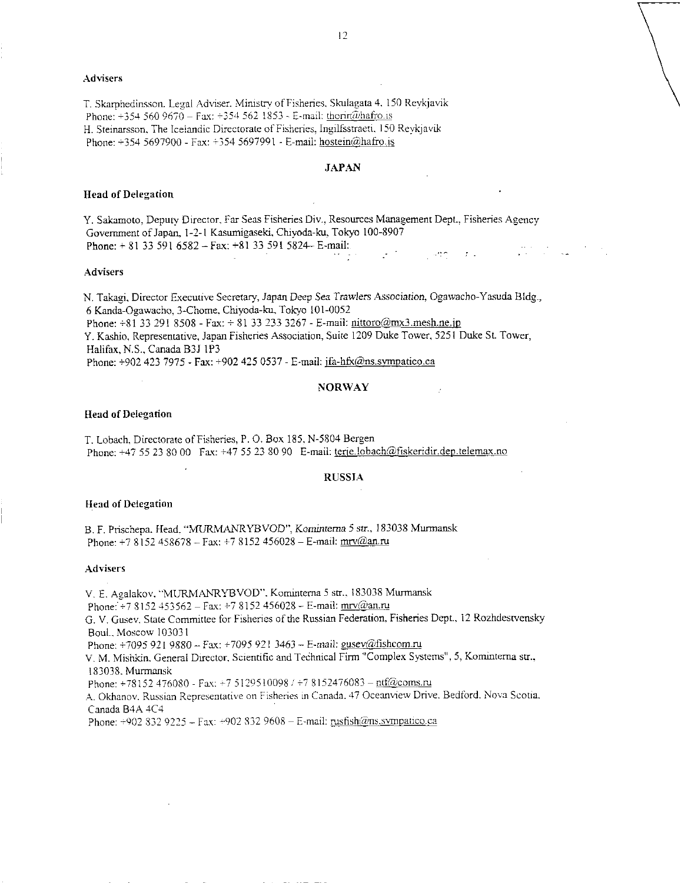### Advisers

T. Skarphedinsson, Legal Adviser, Ministry of Fisheries, Skulagata 4, 150 Reykjavik
Phone: +354 560 9670 – Fax: +354 562 1853 - E-mail: thorir@hafro.is
H. Steinarsson, The Icelandic Directorate of Fisheries, Ingilfsstraeti, 150 Reykjavik
Phone: +354 5697900 - Fax: +354 5697991 - E-mail: hostein@hafro.is

## JAPAN

### Head of Delegation

Y. Sakamoto, Deputy Director, Far Seas Fisheries Div., Resources Management Dept., Fisheries Agency Government of Japan, 1-2-1 Kasumigaseki, Chiyoda-ku, Tokyo 100-8907
Phone: + 81 33 591 6582 – Fax: +81 33 591 5824– E-mail:

### Advisers

N. Takagi, Director Executive Secretary, Japan Deep Sea Trawlers Association, Ogawacho-Yasuda Bldg., 6 Kanda-Ogawacho, 3-Chome, Chiyoda-ku, Tokyo 101-0052
Phone: +81 33 291 8508 - Fax: + 81 33 233 3267 - E-mail: nittoro@mx3.mesh.ne.jp
Y. Kashio, Representative, Japan Fisheries Association, Suite 1209 Duke Tower, 5251 Duke St. Tower, Halifax, N.S., Canada B3J 1P3
Phone: +902 423 7975 - Fax: +902 425 0537 - E-mail: jfa-hfx@ns.sympatico.ca

## NORWAY

### Head of Delegation

T. Lobach, Directorate of Fisheries, P. O. Box 185, N-5804 Bergen
Phone: +47 55 23 80 00 Fax: +47 55 23 80 90 E-mail: terje.lobach@fiskeridir.dep.telemax.no

## RUSSIA

### Head of Delegation

B. F. Prischepa, Head, "MURMANRYBVOD", Kominterna 5 str., 183038 Murmansk
Phone: +7 8152 458678 – Fax: +7 8152 456028 – E-mail: mrv@an.ru

### Advisers

V. E. Agalakov, "MURMANRYBVOD", Kominterna 5 str., 183038 Murmansk
Phone: +7 8152 453562 – Fax: +7 8152 456028 – E-mail: mrv@an.ru
G. V. Gusev, State Committee for Fisheries of the Russian Federation, Fisheries Dept., 12 Rozhdestvensky Boul., Moscow 103031
Phone: +7095 921 9880 – Fax: +7095 921 3463 – E-mail: gusev@fishcom.ru
V. M. Mishkin, General Director, Scientific and Technical Firm "Complex Systems", 5, Kominterna str., 183038, Murmansk
Phone: +78152 476080 - Fax: +7 5129510098 / +7 8152476083 – ntf@coms.ru
A. Okhanov, Russian Representative on Fisheries in Canada, 47 Oceanview Drive, Bedford, Nova Scotia, Canada B4A 4C4
Phone: +902 832 9225 – Fax: +902 832 9608 – E-mail: rusfish@ns.sympatico.ca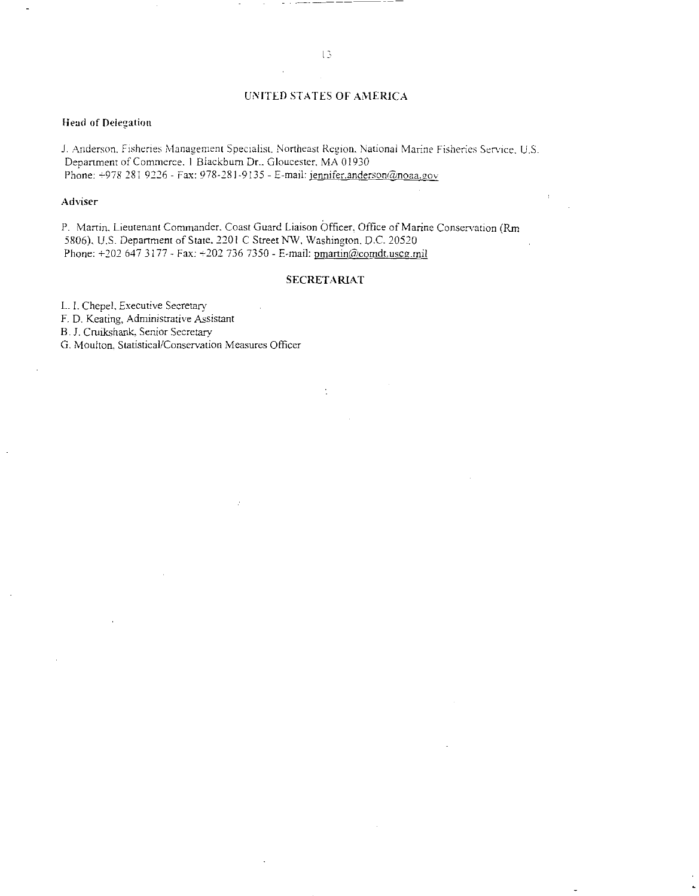## UNITED STATES OF AMERICA

**Head of Delegation**

J. Anderson, Fisheries Management Specialist, Northeast Region, National Marine Fisheries Service, U.S. Department of Commerce, 1 Blackburn Dr., Gloucester, MA 01930
Phone: +978 281 9226 - Fax: 978-281-9135 - E-mail: jennifer.anderson@noaa.gov

**Adviser**

P. Martin, Lieutenant Commander, Coast Guard Liaison Officer, Office of Marine Conservation (Rm 5806), U.S. Department of State, 2201 C Street NW, Washington, D.C. 20520
Phone: +202 647 3177 - Fax: +202 736 7350 - E-mail: pmartin@comdt.uscg.mil

## SECRETARIAT

L. I. Chepel, Executive Secretary
F. D. Keating, Administrative Assistant
B. J. Cruikshank, Senior Secretary
G. Moulton, Statistical/Conservation Measures Officer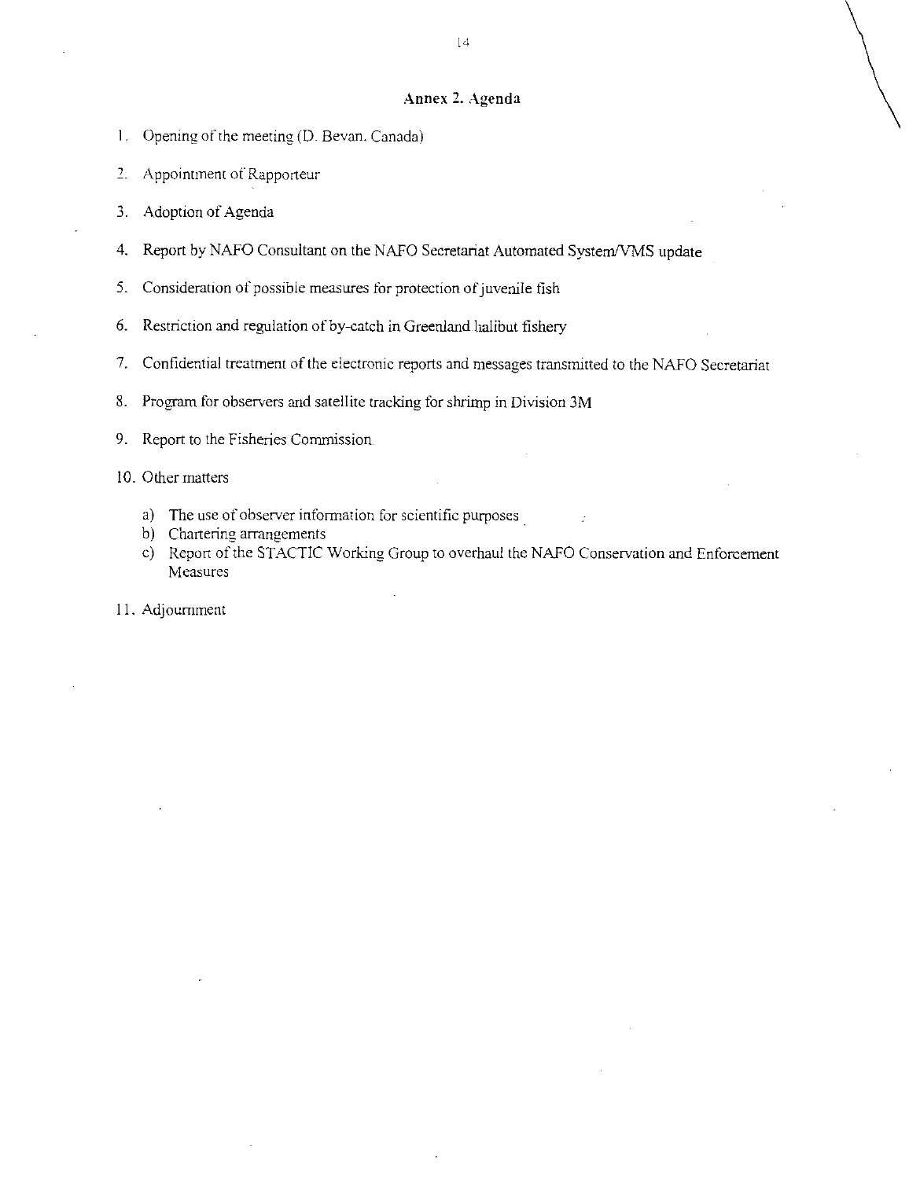## Annex 2. Agenda

1. Opening of the meeting (D. Bevan, Canada)
2. Appointment of Rapporteur
3. Adoption of Agenda
4. Report by NAFO Consultant on the NAFO Secretariat Automated System/VMS update
5. Consideration of possible measures for protection of juvenile fish
6. Restriction and regulation of by-catch in Greenland halibut fishery
7. Confidential treatment of the electronic reports and messages transmitted to the NAFO Secretariat
8. Program for observers and satellite tracking for shrimp in Division 3M
9. Report to the Fisheries Commission
10. Other matters
    a) The use of observer information for scientific purposes
    b) Chartering arrangements
    c) Report of the STACTIC Working Group to overhaul the NAFO Conservation and Enforcement Measures
11. Adjournment